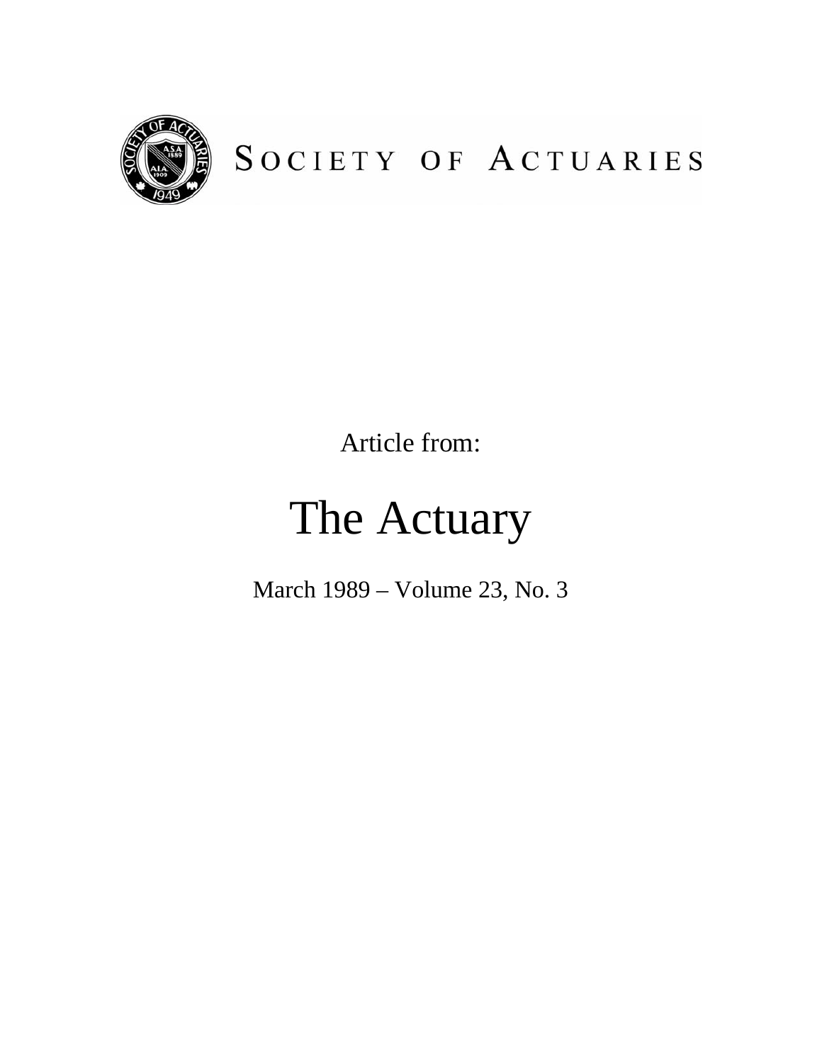SOCIETY OF ACTUARIES

Article from:

# The Actuary

March 1989 – Volume 23, No. 3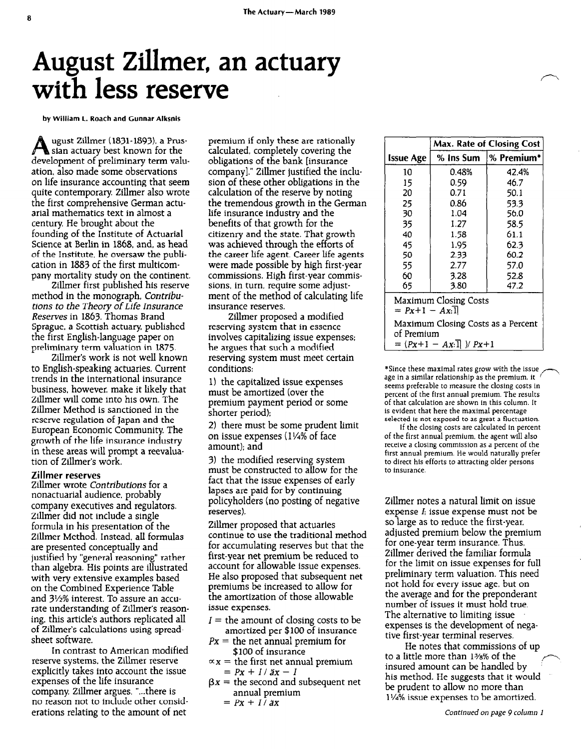# August Zillmer, an actuary with less reserve

**by William L. Roach and Gunnar Alksnis**

August Zillmer (1831-1893), a Prussian actuary best known for the development of preliminary term valuation, also made some observations on life insurance accounting that seem quite contemporary. Zillmer also wrote the first comprehensive German actuarial mathematics text in almost a century. He brought about the founding of the Institute of Actuarial Science at Berlin in 1868, and, as head of the Institute, he oversaw the publication in 1883 of the first multicompany mortality study on the continent.

Zillmer first published his reserve method in the monograph, *Contributions to the Theory of Life Insurance Reserves* in 1863. Thomas Brand Sprague, a Scottish actuary, published the first English-language paper on preliminary term valuation in 1875.

Zillmer's work is not well known to English-speaking actuaries. Current trends in the international insurance business, however, make it likely that Zillmer will come into his own. The Zillmer Method is sanctioned in the reserve regulation of Japan and the European Economic Community. The growth of the life insurance industry in these areas will prompt a reevaluation of Zillmer's work.

## Zillmer reserves

Zillmer wrote *Contributions* for a nonactuarial audience, probably company executives and regulators. Zillmer did not include a single formula in his presentation of the Zillmer Method. Instead, all formulas are presented conceptually and justified by "general reasoning" rather than algebra. His points are illustrated with very extensive examples based on the Combined Experience Table and 3½% interest. To assure an accurate understanding of Zillmer's reasoning, this article's authors replicated all of Zillmer's calculations using spreadsheet software.

In contrast to American modified reserve systems, the Zillmer reserve explicitly takes into account the issue expenses of the life insurance company. Zillmer argues, "...there is no reason not to include other considerations relating to the amount of net premium if only these are rationally calculated, completely covering the obligations of the bank [insurance company]." Zillmer justified the inclusion of these other obligations in the calculation of the reserve by noting the tremendous growth in the German life insurance industry and the benefits of that growth for the citizenry and the state. That growth was achieved through the efforts of the career life agent. Career life agents were made possible by high first-year commissions. High first-year commissions, in turn, require some adjustment of the method of calculating life insurance reserves.

Zillmer proposed a modified reserving system that in essence involves capitalizing issue expenses; he argues that such a modified reserving system must meet certain conditions:

1) the capitalized issue expenses must be amortized (over the premium payment period or some shorter period);

2) there must be some prudent limit on issue expenses (1¼% of face amount); and

3) the modified reserving system must be constructed to allow for the fact that the issue expenses of early lapses are paid for by continuing policyholders (no posting of negative reserves).

Zillmer proposed that actuaries continue to use the traditional method for accumulating reserves but that the first-year net premium be reduced to account for allowable issue expenses. He also proposed that subsequent net premiums be increased to allow for the amortization of those allowable issue expenses.

- $I$ = the amount of closing costs to be amortized per \$100 of insurance
- $Px$ = the net annual premium for \$100 of insurance
- $\alpha x$ = the first net annual premium $= Px + I / \ddot{a}x - I$
- $\beta x$ = the second and subsequent net annual premium $= Px + I / \ddot{a}x$

| | Max. Rate of Closing Cost | |
|---|---|---|
| Issue Age | % Ins Sum | % Premium* |
| 10 | 0.48% | 42.4% |
| 15 | 0.59 | 46.7 |
| 20 | 0.71 | 50.1 |
| 25 | 0.86 | 53.3 |
| 30 | 1.04 | 56.0 |
| 35 | 1.27 | 58.5 |
| 40 | 1.58 | 61.1 |
| 45 | 1.95 | 62.3 |
| 50 | 2.33 | 60.2 |
| 55 | 2.77 | 57.0 |
| 60 | 3.28 | 52.8 |
| 65 | 3.80 | 47.2 |

Maximum Closing Costs $= Px{+}1 - A_{x:\overline{1}|}$

Maximum Closing Costs as a Percent of Premium $= (Px{+}1 - A_{x:\overline{1}|}) / Px{+}1$

*Since these maximal rates grow with the issue age in a similar relationship as the premium, it seems preferable to measure the closing costs in percent of the first annual premium. The results of that calculation are shown in this column. It is evident that here the maximal percentage selected is not exposed to as great a fluctuation.

If the closing costs are calculated in percent of the first annual premium, the agent will also receive a closing commission as a percent of the first annual premium. He would naturally prefer to direct his efforts to attracting older persons to insurance.

Zillmer notes a natural limit on issue expense $I$; issue expense must not be so large as to reduce the first-year, adjusted premium below the premium for one-year term insurance. Thus, Zillmer derived the familiar formula for the limit on issue expenses for full preliminary term valuation. This need not hold for every issue age, but on the average and for the preponderant number of issues it must hold true. The alternative to limiting issue expenses is the development of negative first-year terminal reserves.

He notes that commissions of up to a little more than 1⅜% of the insured amount can be handled by his method. He suggests that it would be prudent to allow no more than 1¼% issue expenses to be amortized.

*Continued on page 9 column 1*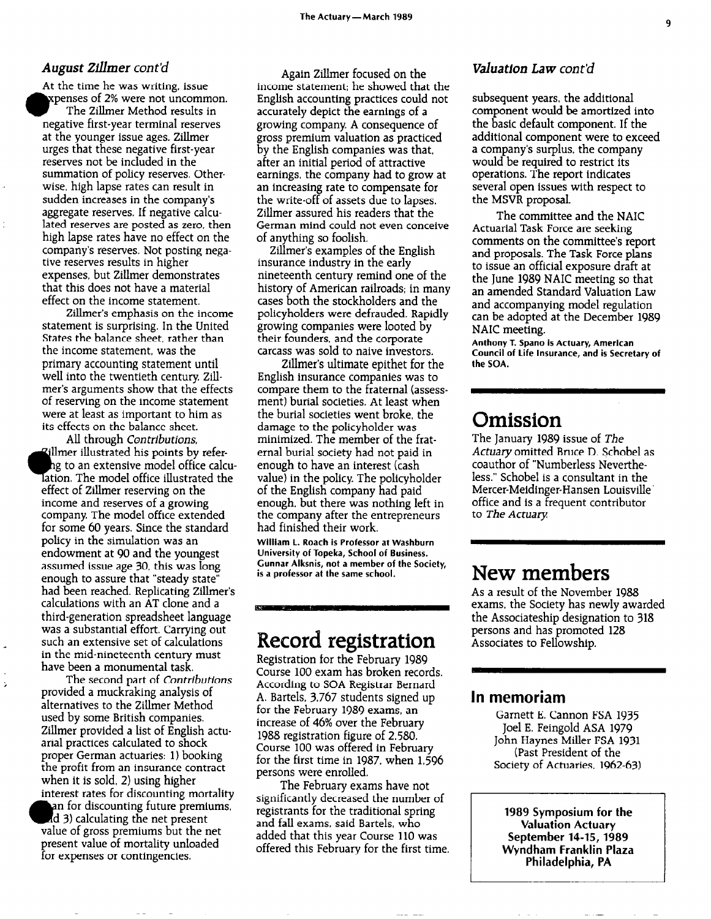### August Zillmer cont'd

At the time he was writing, issue expenses of 2% were not uncommon.

The Zillmer Method results in negative first-year terminal reserves at the younger issue ages. Zillmer urges that these negative first-year reserves not be included in the summation of policy reserves. Otherwise, high lapse rates can result in sudden increases in the company's aggregate reserves. If negative calculated reserves are posted as zero, then high lapse rates have no effect on the company's reserves. Not posting negative reserves results in higher expenses, but Zillmer demonstrates that this does not have a material effect on the income statement.

Zillmer's emphasis on the income statement is surprising. In the United States the balance sheet, rather than the income statement, was the primary accounting statement until well into the twentieth century. Zillmer's arguments show that the effects of reserving on the income statement were at least as important to him as its effects on the balance sheet.

All through *Contributions*, Zillmer illustrated his points by referring to an extensive model office calculation. The model office illustrated the effect of Zillmer reserving on the income and reserves of a growing company. The model office extended for some 60 years. Since the standard policy in the simulation was an endowment at 90 and the youngest assumed issue age 30, this was long enough to assure that "steady state" had been reached. Replicating Zillmer's calculations with an AT clone and a third-generation spreadsheet language was a substantial effort. Carrying out such an extensive set of calculations in the mid-nineteenth century must have been a monumental task.

The second part of *Contributions* provided a muckraking analysis of alternatives to the Zillmer Method used by some British companies. Zillmer provided a list of English actuarial practices calculated to shock proper German actuaries: 1) booking the profit from an insurance contract when it is sold, 2) using higher interest rates for discounting mortality than for discounting future premiums, and 3) calculating the net present value of gross premiums but the net present value of mortality unloaded for expenses or contingencies.

Again Zillmer focused on the income statement; he showed that the English accounting practices could not accurately depict the earnings of a growing company. A consequence of gross premium valuation as practiced by the English companies was that, after an initial period of attractive earnings, the company had to grow at an increasing rate to compensate for the write-off of assets due to lapses. Zillmer assured his readers that the German mind could not even conceive of anything so foolish.

Zillmer's examples of the English insurance industry in the early nineteenth century remind one of the history of American railroads; in many cases both the stockholders and the policyholders were defrauded. Rapidly growing companies were looted by their founders, and the corporate carcass was sold to naive investors.

Zillmer's ultimate epithet for the English insurance companies was to compare them to the fraternal (assessment) burial societies. At least when the burial societies went broke, the damage to the policyholder was minimized. The member of the fraternal burial society had not paid in enough to have an interest (cash value) in the policy. The policyholder of the English company had paid enough, but there was nothing left in the company after the entrepreneurs had finished their work.

**William L. Roach is Professor at Washburn University of Topeka, School of Business. Gunnar Alksnis, not a member of the Society, is a professor at the same school.**

# Record registration

Registration for the February 1989 Course 100 exam has broken records. According to SOA Registrar Bernard A. Bartels, 3,767 students signed up for the February 1989 exams, an increase of 46% over the February 1988 registration figure of 2,580. Course 100 was offered in February for the first time in 1987, when 1,596 persons were enrolled.

The February exams have not significantly decreased the number of registrants for the traditional spring and fall exams, said Bartels, who added that this year Course 110 was offered this February for the first time.

### Valuation Law cont'd

subsequent years, the additional component would be amortized into the basic default component. If the additional component were to exceed a company's surplus, the company would be required to restrict its operations. The report indicates several open issues with respect to the MSVR proposal.

The committee and the NAIC Actuarial Task Force are seeking comments on the committee's report and proposals. The Task Force plans to issue an official exposure draft at the June 1989 NAIC meeting so that an amended Standard Valuation Law and accompanying model regulation can be adopted at the December 1989 NAIC meeting.

**Anthony T. Spano is Actuary, American Council of Life Insurance, and is Secretary of the SOA.**

# Omission

The January 1989 issue of *The Actuary* omitted Bruce D. Schobel as coauthor of "Numberless Nevertheless." Schobel is a consultant in the Mercer-Meidinger-Hansen Louisville office and is a frequent contributor to *The Actuary.*

# New members

As a result of the November 1988 exams, the Society has newly awarded the Associateship designation to 318 persons and has promoted 128 Associates to Fellowship.

## In memoriam

Garnett E. Cannon FSA 1935
Joel E. Feingold ASA 1979
John Haynes Miller FSA 1931
(Past President of the Society of Actuaries, 1962-63)

**1989 Symposium for the Valuation Actuary**
**September 14-15, 1989**
**Wyndham Franklin Plaza**
**Philadelphia, PA**